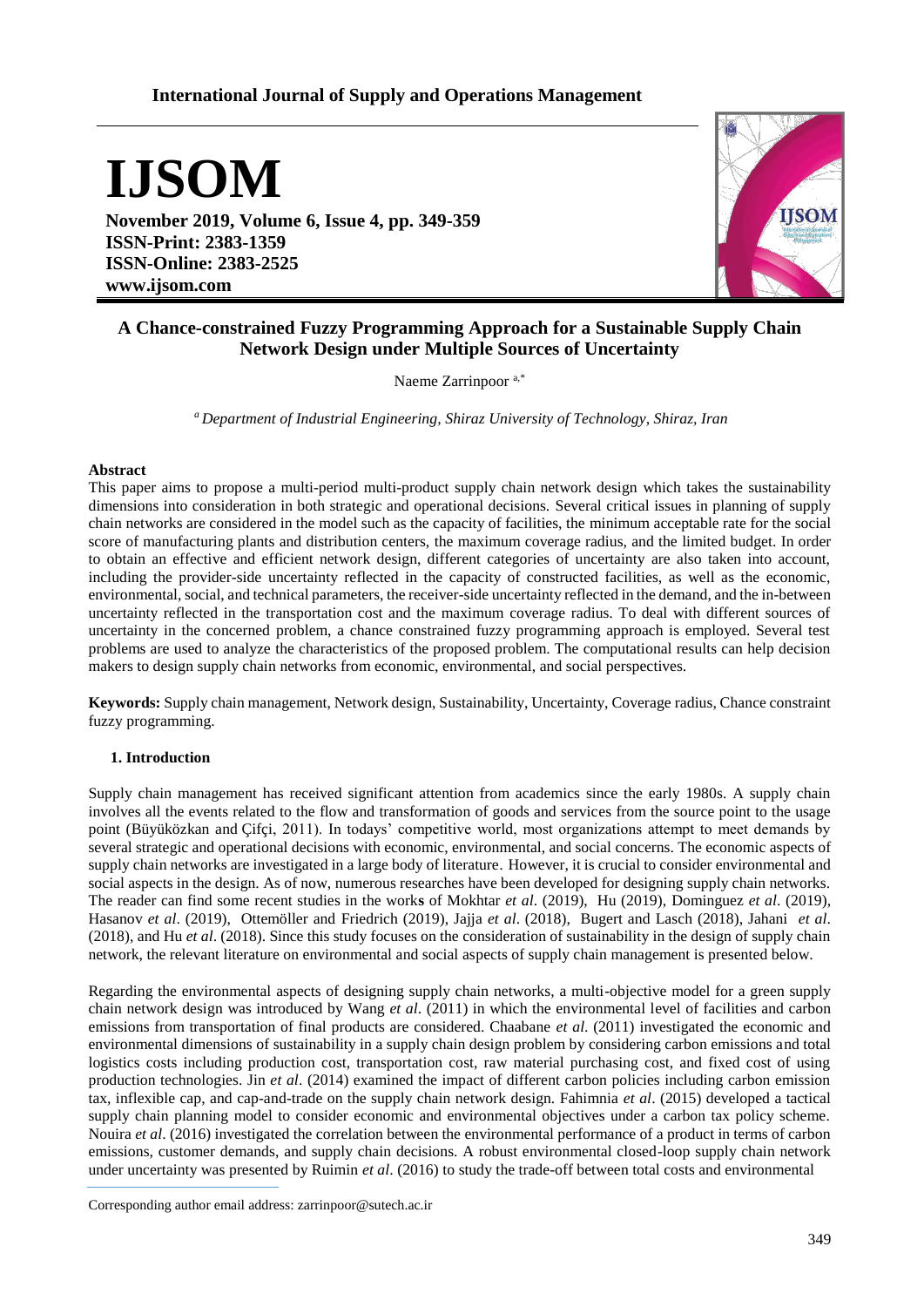International Journal of Supply and Operations Management

# IJSOM

**November 2019, Volume 6, Issue 4, pp. 349-359**
**ISSN-Print: 2383-1359**
**ISSN-Online: 2383-2525**
**www.ijsom.com**

# A Chance-constrained Fuzzy Programming Approach for a Sustainable Supply Chain Network Design under Multiple Sources of Uncertainty

Naeme Zarrinpoor [a,*]

[a] *Department of Industrial Engineering, Shiraz University of Technology, Shiraz, Iran*

### Abstract

This paper aims to propose a multi-period multi-product supply chain network design which takes the sustainability dimensions into consideration in both strategic and operational decisions. Several critical issues in planning of supply chain networks are considered in the model such as the capacity of facilities, the minimum acceptable rate for the social score of manufacturing plants and distribution centers, the maximum coverage radius, and the limited budget. In order to obtain an effective and efficient network design, different categories of uncertainty are also taken into account, including the provider-side uncertainty reflected in the capacity of constructed facilities, as well as the economic, environmental, social, and technical parameters, the receiver-side uncertainty reflected in the demand, and the in-between uncertainty reflected in the transportation cost and the maximum coverage radius. To deal with different sources of uncertainty in the concerned problem, a chance constrained fuzzy programming approach is employed. Several test problems are used to analyze the characteristics of the proposed problem. The computational results can help decision makers to design supply chain networks from economic, environmental, and social perspectives.

**Keywords:** Supply chain management, Network design, Sustainability, Uncertainty, Coverage radius, Chance constraint fuzzy programming.

## 1. Introduction

Supply chain management has received significant attention from academics since the early 1980s. A supply chain involves all the events related to the flow and transformation of goods and services from the source point to the usage point (Büyüközkan and Çifçi, 2011). In todays' competitive world, most organizations attempt to meet demands by several strategic and operational decisions with economic, environmental, and social concerns. The economic aspects of supply chain networks are investigated in a large body of literature. However, it is crucial to consider environmental and social aspects in the design. As of now, numerous researches have been developed for designing supply chain networks. The reader can find some recent studies in the works of Mokhtar *et al*. (2019), Hu (2019), Dominguez *et al*. (2019), Hasanov *et al*. (2019), Ottemöller and Friedrich (2019), Jajja *et al*. (2018), Bugert and Lasch (2018), Jahani *et al*. (2018), and Hu *et al*. (2018). Since this study focuses on the consideration of sustainability in the design of supply chain network, the relevant literature on environmental and social aspects of supply chain management is presented below.

Regarding the environmental aspects of designing supply chain networks, a multi-objective model for a green supply chain network design was introduced by Wang *et al*. (2011) in which the environmental level of facilities and carbon emissions from transportation of final products are considered. Chaabane *et al*. (2011) investigated the economic and environmental dimensions of sustainability in a supply chain design problem by considering carbon emissions and total logistics costs including production cost, transportation cost, raw material purchasing cost, and fixed cost of using production technologies. Jin *et al*. (2014) examined the impact of different carbon policies including carbon emission tax, inflexible cap, and cap-and-trade on the supply chain network design. Fahimnia *et al*. (2015) developed a tactical supply chain planning model to consider economic and environmental objectives under a carbon tax policy scheme. Nouira *et al*. (2016) investigated the correlation between the environmental performance of a product in terms of carbon emissions, customer demands, and supply chain decisions. A robust environmental closed-loop supply chain network under uncertainty was presented by Ruimin *et al*. (2016) to study the trade-off between total costs and environmental

Corresponding author email address: zarrinpoor@sutech.ac.ir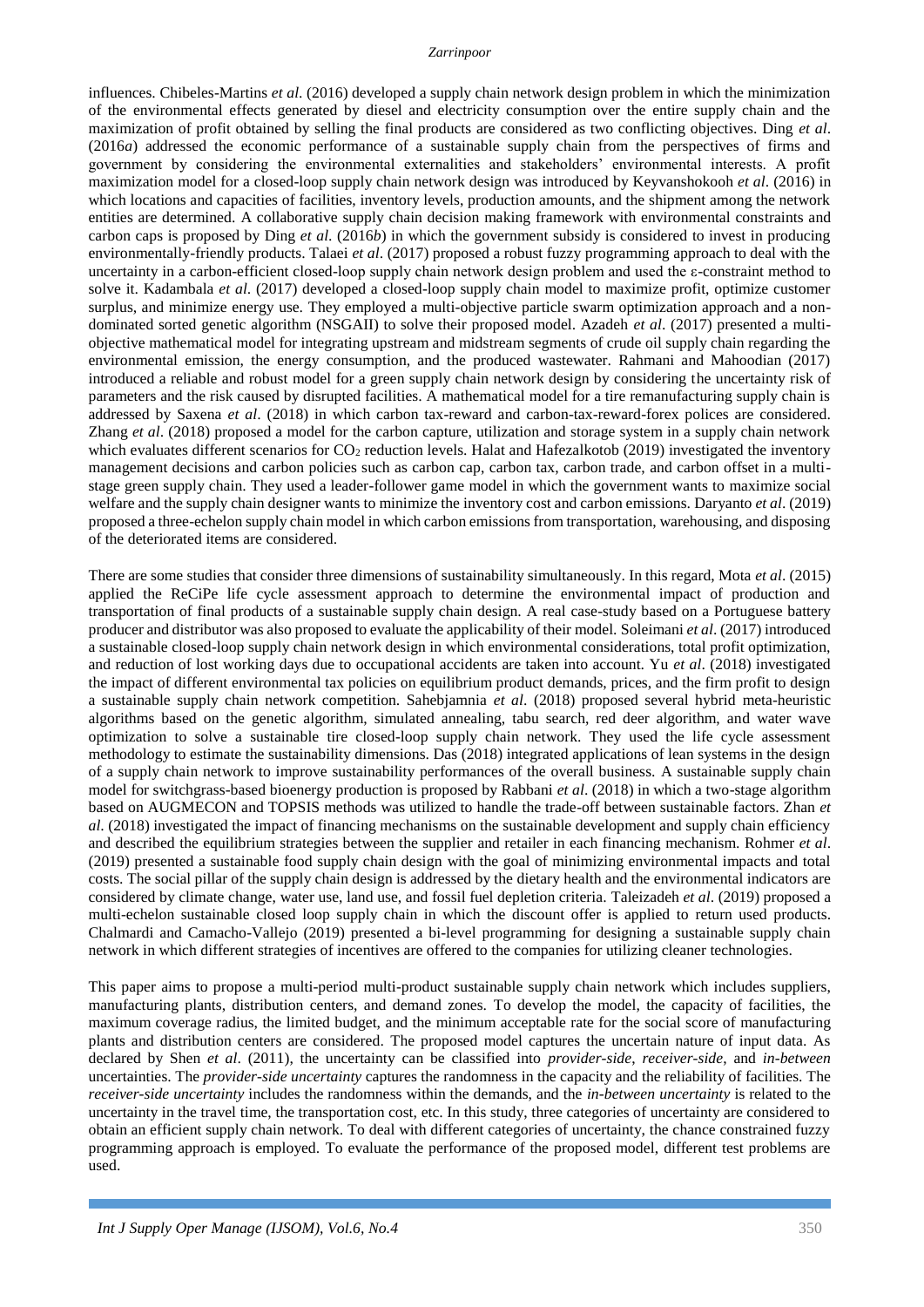influences. Chibeles-Martins *et al*. (2016) developed a supply chain network design problem in which the minimization of the environmental effects generated by diesel and electricity consumption over the entire supply chain and the maximization of profit obtained by selling the final products are considered as two conflicting objectives. Ding *et al*. (2016*a*) addressed the economic performance of a sustainable supply chain from the perspectives of firms and government by considering the environmental externalities and stakeholders' environmental interests. A profit maximization model for a closed-loop supply chain network design was introduced by Keyvanshokooh *et al*. (2016) in which locations and capacities of facilities, inventory levels, production amounts, and the shipment among the network entities are determined. A collaborative supply chain decision making framework with environmental constraints and carbon caps is proposed by Ding *et al*. (2016*b*) in which the government subsidy is considered to invest in producing environmentally-friendly products. Talaei *et al*. (2017) proposed a robust fuzzy programming approach to deal with the uncertainty in a carbon-efficient closed-loop supply chain network design problem and used the ε-constraint method to solve it. Kadambala *et al*. (2017) developed a closed-loop supply chain model to maximize profit, optimize customer surplus, and minimize energy use. They employed a multi-objective particle swarm optimization approach and a non-dominated sorted genetic algorithm (NSGAII) to solve their proposed model. Azadeh *et al*. (2017) presented a multi-objective mathematical model for integrating upstream and midstream segments of crude oil supply chain regarding the environmental emission, the energy consumption, and the produced wastewater. Rahmani and Mahoodian (2017) introduced a reliable and robust model for a green supply chain network design by considering the uncertainty risk of parameters and the risk caused by disrupted facilities. A mathematical model for a tire remanufacturing supply chain is addressed by Saxena *et al*. (2018) in which carbon tax-reward and carbon-tax-reward-forex polices are considered. Zhang *et al*. (2018) proposed a model for the carbon capture, utilization and storage system in a supply chain network which evaluates different scenarios for $CO_2$ reduction levels. Halat and Hafezalkotob (2019) investigated the inventory management decisions and carbon policies such as carbon cap, carbon tax, carbon trade, and carbon offset in a multi-stage green supply chain. They used a leader-follower game model in which the government wants to maximize social welfare and the supply chain designer wants to minimize the inventory cost and carbon emissions. Daryanto *et al*. (2019) proposed a three-echelon supply chain model in which carbon emissions from transportation, warehousing, and disposing of the deteriorated items are considered.

There are some studies that consider three dimensions of sustainability simultaneously. In this regard, Mota *et al*. (2015) applied the ReCiPe life cycle assessment approach to determine the environmental impact of production and transportation of final products of a sustainable supply chain design. A real case-study based on a Portuguese battery producer and distributor was also proposed to evaluate the applicability of their model. Soleimani *et al*. (2017) introduced a sustainable closed-loop supply chain network design in which environmental considerations, total profit optimization, and reduction of lost working days due to occupational accidents are taken into account. Yu *et al*. (2018) investigated the impact of different environmental tax policies on equilibrium product demands, prices, and the firm profit to design a sustainable supply chain network competition. Sahebjamnia *et al*. (2018) proposed several hybrid meta-heuristic algorithms based on the genetic algorithm, simulated annealing, tabu search, red deer algorithm, and water wave optimization to solve a sustainable tire closed-loop supply chain network. They used the life cycle assessment methodology to estimate the sustainability dimensions. Das (2018) integrated applications of lean systems in the design of a supply chain network to improve sustainability performances of the overall business. A sustainable supply chain model for switchgrass-based bioenergy production is proposed by Rabbani *et al*. (2018) in which a two-stage algorithm based on AUGMECON and TOPSIS methods was utilized to handle the trade-off between sustainable factors. Zhan *et al*. (2018) investigated the impact of financing mechanisms on the sustainable development and supply chain efficiency and described the equilibrium strategies between the supplier and retailer in each financing mechanism. Rohmer *et al*. (2019) presented a sustainable food supply chain design with the goal of minimizing environmental impacts and total costs. The social pillar of the supply chain design is addressed by the dietary health and the environmental indicators are considered by climate change, water use, land use, and fossil fuel depletion criteria. Taleizadeh *et al*. (2019) proposed a multi-echelon sustainable closed loop supply chain in which the discount offer is applied to return used products. Chalmardi and Camacho-Vallejo (2019) presented a bi-level programming for designing a sustainable supply chain network in which different strategies of incentives are offered to the companies for utilizing cleaner technologies.

This paper aims to propose a multi-period multi-product sustainable supply chain network which includes suppliers, manufacturing plants, distribution centers, and demand zones. To develop the model, the capacity of facilities, the maximum coverage radius, the limited budget, and the minimum acceptable rate for the social score of manufacturing plants and distribution centers are considered. The proposed model captures the uncertain nature of input data. As declared by Shen *et al*. (2011), the uncertainty can be classified into *provider-side*, *receiver-side*, and *in-between* uncertainties. The *provider-side uncertainty* captures the randomness in the capacity and the reliability of facilities. The *receiver-side uncertainty* includes the randomness within the demands, and the *in-between uncertainty* is related to the uncertainty in the travel time, the transportation cost, etc. In this study, three categories of uncertainty are considered to obtain an efficient supply chain network. To deal with different categories of uncertainty, the chance constrained fuzzy programming approach is employed. To evaluate the performance of the proposed model, different test problems are used.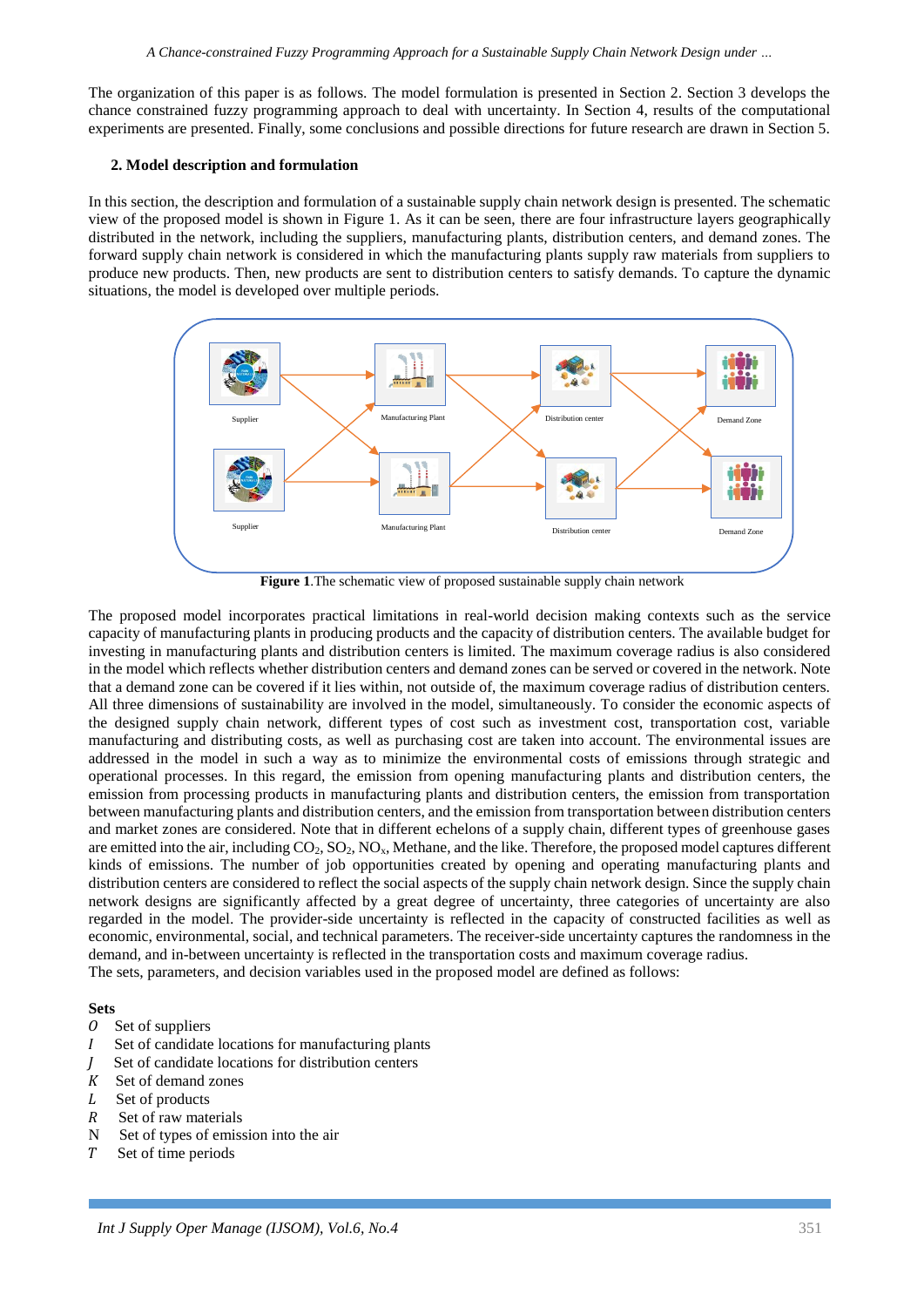The organization of this paper is as follows. The model formulation is presented in Section 2. Section 3 develops the chance constrained fuzzy programming approach to deal with uncertainty. In Section 4, results of the computational experiments are presented. Finally, some conclusions and possible directions for future research are drawn in Section 5.

## 2. Model description and formulation

In this section, the description and formulation of a sustainable supply chain network design is presented. The schematic view of the proposed model is shown in Figure 1. As it can be seen, there are four infrastructure layers geographically distributed in the network, including the suppliers, manufacturing plants, distribution centers, and demand zones. The forward supply chain network is considered in which the manufacturing plants supply raw materials from suppliers to produce new products. Then, new products are sent to distribution centers to satisfy demands. To capture the dynamic situations, the model is developed over multiple periods.

**Figure 1**.The schematic view of proposed sustainable supply chain network

The proposed model incorporates practical limitations in real-world decision making contexts such as the service capacity of manufacturing plants in producing products and the capacity of distribution centers. The available budget for investing in manufacturing plants and distribution centers is limited. The maximum coverage radius is also considered in the model which reflects whether distribution centers and demand zones can be served or covered in the network. Note that a demand zone can be covered if it lies within, not outside of, the maximum coverage radius of distribution centers. All three dimensions of sustainability are involved in the model, simultaneously. To consider the economic aspects of the designed supply chain network, different types of cost such as investment cost, transportation cost, variable manufacturing and distributing costs, as well as purchasing cost are taken into account. The environmental issues are addressed in the model in such a way as to minimize the environmental costs of emissions through strategic and operational processes. In this regard, the emission from opening manufacturing plants and distribution centers, the emission from processing products in manufacturing plants and distribution centers, the emission from transportation between manufacturing plants and distribution centers, and the emission from transportation between distribution centers and market zones are considered. Note that in different echelons of a supply chain, different types of greenhouse gases are emitted into the air, including $CO_2$, $SO_2$, $NO_x$, Methane, and the like. Therefore, the proposed model captures different kinds of emissions. The number of job opportunities created by opening and operating manufacturing plants and distribution centers are considered to reflect the social aspects of the supply chain network design. Since the supply chain network designs are significantly affected by a great degree of uncertainty, three categories of uncertainty are also regarded in the model. The provider-side uncertainty is reflected in the capacity of constructed facilities as well as economic, environmental, social, and technical parameters. The receiver-side uncertainty captures the randomness in the demand, and in-between uncertainty is reflected in the transportation costs and maximum coverage radius.
The sets, parameters, and decision variables used in the proposed model are defined as follows:

**Sets**

$O$ Set of suppliers
$I$ Set of candidate locations for manufacturing plants
$J$ Set of candidate locations for distribution centers
$K$ Set of demand zones
$L$ Set of products
$R$ Set of raw materials
N Set of types of emission into the air
$T$ Set of time periods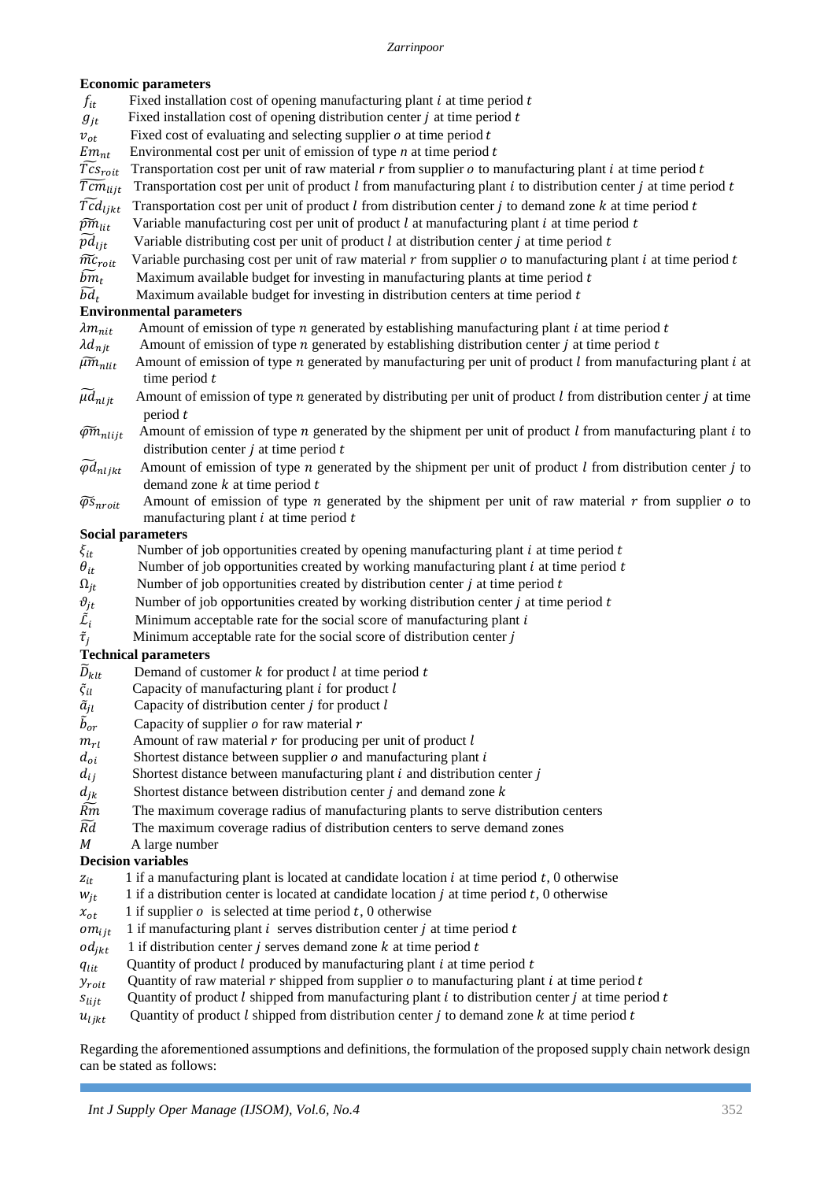**Economic parameters**

- $f_{it}$ Fixed installation cost of opening manufacturing plant $i$ at time period $t$
- $g_{jt}$ Fixed installation cost of opening distribution center $j$ at time period $t$
- $v_{ot}$ Fixed cost of evaluating and selecting supplier $o$ at time period $t$
- $Em_{nt}$ Environmental cost per unit of emission of type $n$ at time period $t$
- $\widetilde{Tcs}_{roit}$ Transportation cost per unit of raw material $r$ from supplier $o$ to manufacturing plant $i$ at time period $t$
- $\widetilde{Tcm}_{lijt}$ Transportation cost per unit of product $l$ from manufacturing plant $i$ to distribution center $j$ at time period $t$
- $\widetilde{Tcd}_{ljkt}$ Transportation cost per unit of product $l$ from distribution center $j$ to demand zone $k$ at time period $t$
- $\widetilde{pm}_{lit}$ Variable manufacturing cost per unit of product $l$ at manufacturing plant $i$ at time period $t$
- $\widetilde{pd}_{ljt}$ Variable distributing cost per unit of product $l$ at distribution center $j$ at time period $t$
- $\widetilde{mc}_{roit}$ Variable purchasing cost per unit of raw material $r$ from supplier $o$ to manufacturing plant $i$ at time period $t$
- $\widetilde{bm}_{t}$ Maximum available budget for investing in manufacturing plants at time period $t$
- $\widetilde{bd}_{t}$ Maximum available budget for investing in distribution centers at time period $t$

**Environmental parameters**

- $\lambda m_{nit}$ Amount of emission of type $n$ generated by establishing manufacturing plant $i$ at time period $t$
- $\lambda d_{njt}$ Amount of emission of type $n$ generated by establishing distribution center $j$ at time period $t$
- $\widetilde{\mu m}_{nlit}$ Amount of emission of type $n$ generated by manufacturing per unit of product $l$ from manufacturing plant $i$ at time period $t$
- $\widetilde{\mu d}_{nljt}$ Amount of emission of type $n$ generated by distributing per unit of product $l$ from distribution center $j$ at time period $t$
- $\widetilde{\varphi m}_{nlijt}$ Amount of emission of type $n$ generated by the shipment per unit of product $l$ from manufacturing plant $i$ to distribution center $j$ at time period $t$
- $\widetilde{\varphi d}_{nljkt}$ Amount of emission of type $n$ generated by the shipment per unit of product $l$ from distribution center $j$ to demand zone $k$ at time period $t$
- $\widetilde{\varphi s}_{nroit}$ Amount of emission of type $n$ generated by the shipment per unit of raw material $r$ from supplier $o$ to manufacturing plant $i$ at time period $t$

**Social parameters**

- $\xi_{it}$ Number of job opportunities created by opening manufacturing plant $i$ at time period $t$
- $\theta_{it}$ Number of job opportunities created by working manufacturing plant $i$ at time period $t$
- $\Omega_{jt}$ Number of job opportunities created by distribution center $j$ at time period $t$
- $\vartheta_{jt}$ Number of job opportunities created by working distribution center $j$ at time period $t$
- $\tilde{\mathcal{L}}_{i}$ Minimum acceptable rate for the social score of manufacturing plant $i$
- $\tilde{\tau}_{j}$ Minimum acceptable rate for the social score of distribution center $j$

**Technical parameters**

- $\widetilde{D}_{klt}$ Demand of customer $k$ for product $l$ at time period $t$
- $\tilde{\varsigma}_{il}$ Capacity of manufacturing plant $i$ for product $l$
- $\tilde{a}_{jl}$ Capacity of distribution center $j$ for product $l$
- $\tilde{b}_{or}$ Capacity of supplier $o$ for raw material $r$
- $m_{rl}$ Amount of raw material $r$ for producing per unit of product $l$
- $d_{oi}$ Shortest distance between supplier $o$ and manufacturing plant $i$
- $d_{ij}$ Shortest distance between manufacturing plant $i$ and distribution center $j$
- $d_{jk}$ Shortest distance between distribution center $j$ and demand zone $k$
- $\widetilde{Rm}$ The maximum coverage radius of manufacturing plants to serve distribution centers
- $\widetilde{Rd}$ The maximum coverage radius of distribution centers to serve demand zones
- $M$ A large number

**Decision variables**

- $z_{it}$ 1 if a manufacturing plant is located at candidate location $i$ at time period $t$, 0 otherwise
- $w_{jt}$ 1 if a distribution center is located at candidate location $j$ at time period $t$, 0 otherwise
- $x_{ot}$ 1 if supplier $o$ is selected at time period $t$, 0 otherwise
- $om_{ijt}$ 1 if manufacturing plant $i$ serves distribution center $j$ at time period $t$
- $od_{jkt}$ 1 if distribution center $j$ serves demand zone $k$ at time period $t$
- $q_{lit}$ Quantity of product $l$ produced by manufacturing plant $i$ at time period $t$
- $y_{roit}$ Quantity of raw material $r$ shipped from supplier $o$ to manufacturing plant $i$ at time period $t$
- $s_{lijt}$ Quantity of product $l$ shipped from manufacturing plant $i$ to distribution center $j$ at time period $t$
- $u_{ljkt}$ Quantity of product $l$ shipped from distribution center $j$ to demand zone $k$ at time period $t$

Regarding the aforementioned assumptions and definitions, the formulation of the proposed supply chain network design can be stated as follows: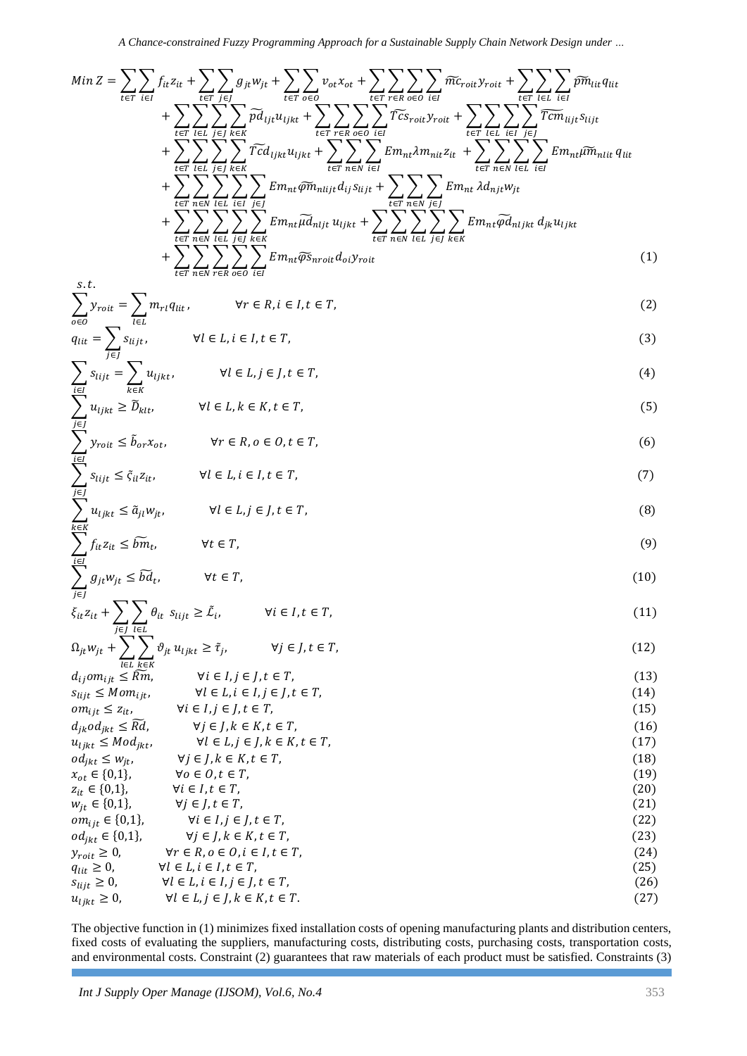$$
\begin{aligned}
Min\ Z = & \sum_{t\in T}\sum_{i\in I} f_{it} z_{it} + \sum_{t\in T}\sum_{j\in J} g_{jt} w_{jt} + \sum_{t\in T}\sum_{o\in O} v_{ot} x_{ot} + \sum_{t\in T}\sum_{r\in R}\sum_{o\in O}\sum_{i\in I} \widetilde{mc}_{roit} y_{roit} + \sum_{t\in T}\sum_{l\in L}\sum_{i\in I} \widetilde{pm}_{lit} q_{lit} \\
& + \sum_{t\in T}\sum_{l\in L}\sum_{j\in J}\sum_{k\in K} \widetilde{pd}_{ljt} u_{ljkt} + \sum_{t\in T}\sum_{r\in R}\sum_{o\in O}\sum_{i\in I} \widetilde{Tcs}_{roit} y_{roit} + \sum_{t\in T}\sum_{l\in L}\sum_{i\in I}\sum_{j\in J} \widetilde{Tcm}_{lijt} s_{lijt} \\
& + \sum_{t\in T}\sum_{l\in L}\sum_{j\in J}\sum_{k\in K} \widetilde{Tcd}_{ljkt} u_{ljkt} + \sum_{t\in T}\sum_{n\in N}\sum_{i\in I} Em_{nt} \lambda m_{nit} z_{it} + \sum_{t\in T}\sum_{n\in N}\sum_{l\in L}\sum_{i\in I} Em_{nt} \widetilde{\mu m}_{nlit} q_{lit} \\
& + \sum_{t\in T}\sum_{n\in N}\sum_{l\in L}\sum_{i\in I}\sum_{j\in J} Em_{nt} \widetilde{\varphi m}_{nlijt} d_{ij} s_{lijt} + \sum_{t\in T}\sum_{n\in N}\sum_{j\in J} Em_{nt}\, \lambda d_{njt} w_{jt} \\
& + \sum_{t\in T}\sum_{n\in N}\sum_{l\in L}\sum_{j\in J}\sum_{k\in K} Em_{nt} \widetilde{\mu d}_{nljt}\, u_{ljkt} + \sum_{t\in T}\sum_{n\in N}\sum_{l\in L}\sum_{j\in J}\sum_{k\in K} Em_{nt} \widetilde{\varphi d}_{nljkt}\, d_{jk} u_{ljkt} \\
& + \sum_{t\in T}\sum_{n\in N}\sum_{r\in R}\sum_{o\in O}\sum_{i\in I} Em_{nt} \widetilde{\varphi s}_{nroit} d_{oi} y_{roit}
\end{aligned}
\quad (1)
$$

s.t.

$$\sum_{o\in O} y_{roit} = \sum_{l\in L} m_{rl} q_{lit}, \qquad \forall r\in R, i\in I, t\in T, \quad (2)$$

$$q_{lit} = \sum_{j\in J} s_{lijt}, \qquad \forall l\in L, i\in I, t\in T, \quad (3)$$

$$\sum_{i\in I} s_{lijt} = \sum_{k\in K} u_{ljkt}, \qquad \forall l\in L, j\in J, t\in T, \quad (4)$$

$$\sum_{j\in J} u_{ljkt} \geq \widetilde{D}_{klt}, \qquad \forall l\in L, k\in K, t\in T, \quad (5)$$

$$\sum_{i\in I} y_{roit} \leq \tilde{b}_{or} x_{ot}, \qquad \forall r\in R, o\in O, t\in T, \quad (6)$$

$$\sum_{j\in J} s_{lijt} \leq \tilde{\varsigma}_{il} z_{it}, \qquad \forall l\in L, i\in I, t\in T, \quad (7)$$

$$\sum_{k\in K} u_{ljkt} \leq \tilde{a}_{jl} w_{jt}, \qquad \forall l\in L, j\in J, t\in T, \quad (8)$$

$$\sum_{i\in I} f_{it} z_{it} \leq \widetilde{bm}_t, \qquad \forall t\in T, \quad (9)$$

$$\sum_{j\in J} g_{jt} w_{jt} \leq \widetilde{bd}_t, \qquad \forall t\in T, \quad (10)$$

$$\xi_{it} z_{it} + \sum_{j\in J}\sum_{l\in L} \theta_{it}\ s_{lijt} \geq \tilde{\mathcal{L}}_i, \qquad \forall i\in I, t\in T, \quad (11)$$

$$\Omega_{jt} w_{jt} + \sum_{l\in L}\sum_{k\in K} \vartheta_{jt}\, u_{ljkt} \geq \tilde{\tau}_j, \qquad \forall j\in J, t\in T, \quad (12)$$

$$d_{ij} om_{ijt} \leq \widetilde{Rm}, \qquad \forall i\in I, j\in J, t\in T, \quad (13)$$

$$s_{lijt} \leq M om_{ijt}, \qquad \forall l\in L, i\in I, j\in J, t\in T, \quad (14)$$

$$om_{ijt} \leq z_{it}, \qquad \forall i\in I, j\in J, t\in T, \quad (15)$$

$$d_{jk} od_{jkt} \leq \widetilde{Rd}, \qquad \forall j\in J, k\in K, t\in T, \quad (16)$$

$$u_{ljkt} \leq M od_{jkt}, \qquad \forall l\in L, j\in J, k\in K, t\in T, \quad (17)$$

$$od_{jkt} \leq w_{jt}, \qquad \forall j\in J, k\in K, t\in T, \quad (18)$$

$$x_{ot} \in \{0,1\}, \qquad \forall o\in O, t\in T, \quad (19)$$

$$z_{it} \in \{0,1\}, \qquad \forall i\in I, t\in T, \quad (20)$$

$$w_{jt} \in \{0,1\}, \qquad \forall j\in J, t\in T, \quad (21)$$

$$om_{ijt} \in \{0,1\}, \qquad \forall i\in I, j\in J, t\in T, \quad (22)$$

$$od_{jkt} \in \{0,1\}, \qquad \forall j\in J, k\in K, t\in T, \quad (23)$$

$$y_{roit} \geq 0, \qquad \forall r\in R, o\in O, i\in I, t\in T, \quad (24)$$

$$q_{lit} \geq 0, \qquad \forall l\in L, i\in I, t\in T, \quad (25)$$

$$s_{lijt} \geq 0, \qquad \forall l\in L, i\in I, j\in J, t\in T, \quad (26)$$

$$u_{ljkt} \geq 0, \qquad \forall l\in L, j\in J, k\in K, t\in T. \quad (27)$$

The objective function in (1) minimizes fixed installation costs of opening manufacturing plants and distribution centers, fixed costs of evaluating the suppliers, manufacturing costs, distributing costs, purchasing costs, transportation costs, and environmental costs. Constraint (2) guarantees that raw materials of each product must be satisfied. Constraints (3)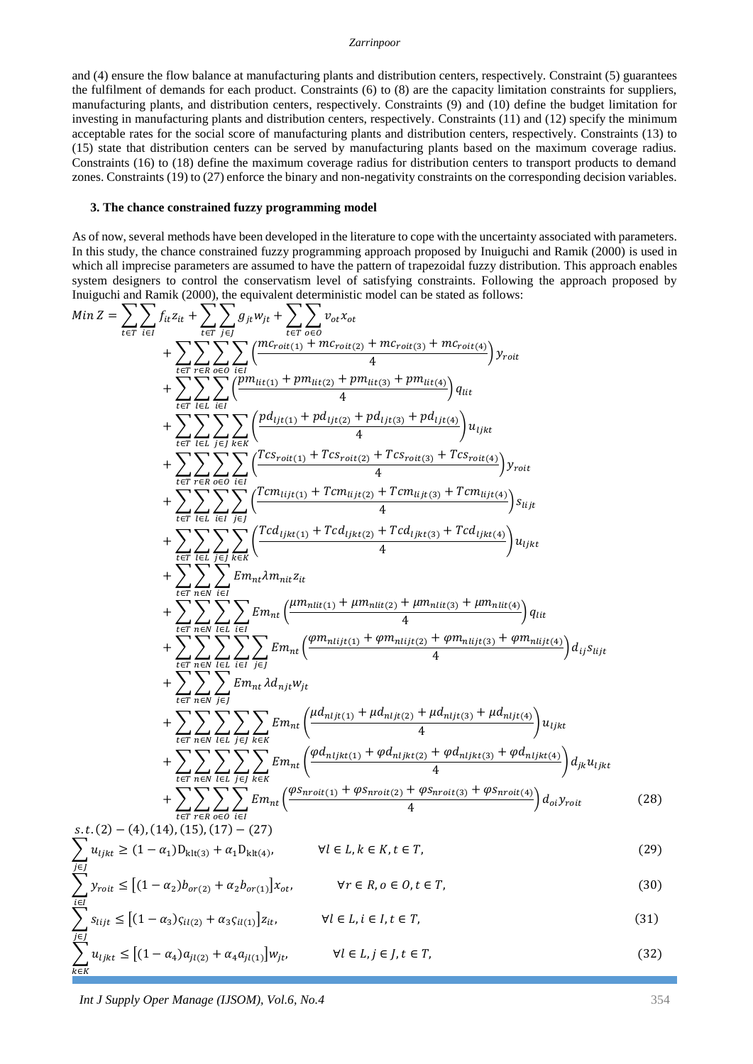and (4) ensure the flow balance at manufacturing plants and distribution centers, respectively. Constraint (5) guarantees the fulfilment of demands for each product. Constraints (6) to (8) are the capacity limitation constraints for suppliers, manufacturing plants, and distribution centers, respectively. Constraints (9) and (10) define the budget limitation for investing in manufacturing plants and distribution centers, respectively. Constraints (11) and (12) specify the minimum acceptable rates for the social score of manufacturing plants and distribution centers, respectively. Constraints (13) to (15) state that distribution centers can be served by manufacturing plants based on the maximum coverage radius. Constraints (16) to (18) define the maximum coverage radius for distribution centers to transport products to demand zones. Constraints (19) to (27) enforce the binary and non-negativity constraints on the corresponding decision variables.

## 3. The chance constrained fuzzy programming model

As of now, several methods have been developed in the literature to cope with the uncertainty associated with parameters. In this study, the chance constrained fuzzy programming approach proposed by Inuiguchi and Ramik (2000) is used in which all imprecise parameters are assumed to have the pattern of trapezoidal fuzzy distribution. This approach enables system designers to control the conservatism level of satisfying constraints. Following the approach proposed by Inuiguchi and Ramik (2000), the equivalent deterministic model can be stated as follows:

$$
\begin{aligned}
Min\ Z = & \sum_{t\in T}\sum_{i\in I} f_{it} z_{it} + \sum_{t\in T}\sum_{j\in J} g_{jt} w_{jt} + \sum_{t\in T}\sum_{o\in O} v_{ot} x_{ot} \\
& + \sum_{t\in T}\sum_{r\in R}\sum_{o\in O}\sum_{i\in I}\left(\frac{mc_{roit(1)} + mc_{roit(2)} + mc_{roit(3)} + mc_{roit(4)}}{4}\right) y_{roit} \\
& + \sum_{t\in T}\sum_{l\in L}\sum_{i\in I}\left(\frac{pm_{lit(1)} + pm_{lit(2)} + pm_{lit(3)} + pm_{lit(4)}}{4}\right) q_{lit} \\
& + \sum_{t\in T}\sum_{l\in L}\sum_{j\in J}\sum_{k\in K}\left(\frac{pd_{ljt(1)} + pd_{ljt(2)} + pd_{ljt(3)} + pd_{ljt(4)}}{4}\right) u_{ljkt} \\
& + \sum_{t\in T}\sum_{r\in R}\sum_{o\in O}\sum_{i\in I}\left(\frac{Tcs_{roit(1)} + Tcs_{roit(2)} + Tcs_{roit(3)} + Tcs_{roit(4)}}{4}\right) y_{roit} \\
& + \sum_{t\in T}\sum_{l\in L}\sum_{i\in I}\sum_{j\in J}\left(\frac{Tcm_{lijt(1)} + Tcm_{lijt(2)} + Tcm_{lijt(3)} + Tcm_{lijt(4)}}{4}\right) s_{lijt} \\
& + \sum_{t\in T}\sum_{l\in L}\sum_{j\in J}\sum_{k\in K}\left(\frac{Tcd_{ljkt(1)} + Tcd_{ljkt(2)} + Tcd_{ljkt(3)} + Tcd_{ljkt(4)}}{4}\right) u_{ljkt} \\
& + \sum_{t\in T}\sum_{n\in N}\sum_{i\in I} Em_{nt}\lambda m_{nit} z_{it} \\
& + \sum_{t\in T}\sum_{n\in N}\sum_{l\in L}\sum_{i\in I} Em_{nt}\left(\frac{\mu m_{nlit(1)} + \mu m_{nlit(2)} + \mu m_{nlit(3)} + \mu m_{nlit(4)}}{4}\right) q_{lit} \\
& + \sum_{t\in T}\sum_{n\in N}\sum_{l\in L}\sum_{i\in I}\sum_{j\in J} Em_{nt}\left(\frac{\varphi m_{nlijt(1)} + \varphi m_{nlijt(2)} + \varphi m_{nlijt(3)} + \varphi m_{nlijt(4)}}{4}\right) d_{ij} s_{lijt} \\
& + \sum_{t\in T}\sum_{n\in N}\sum_{j\in J} Em_{nt}\,\lambda d_{njt} w_{jt} \\
& + \sum_{t\in T}\sum_{n\in N}\sum_{l\in L}\sum_{j\in J}\sum_{k\in K} Em_{nt}\left(\frac{\mu d_{nljt(1)} + \mu d_{nljt(2)} + \mu d_{nljt(3)} + \mu d_{nljt(4)}}{4}\right) u_{ljkt} \\
& + \sum_{t\in T}\sum_{n\in N}\sum_{l\in L}\sum_{j\in J}\sum_{k\in K} Em_{nt}\left(\frac{\varphi d_{nljkt(1)} + \varphi d_{nljkt(2)} + \varphi d_{nljkt(3)} + \varphi d_{nljkt(4)}}{4}\right) d_{jk} u_{ljkt} \\
& + \sum_{t\in T}\sum_{r\in R}\sum_{o\in O}\sum_{i\in I} Em_{nt}\left(\frac{\varphi s_{nroit(1)} + \varphi s_{nroit(2)} + \varphi s_{nroit(3)} + \varphi s_{nroit(4)}}{4}\right) d_{oi} y_{roit} \qquad (28)
\end{aligned}
$$

s.t. (2) − (4), (14), (15), (17) − (27)

$$\sum_{j\in J} u_{ljkt} \geq (1-\alpha_1)\mathrm{D}_{\mathrm{klt}(3)} + \alpha_1 \mathrm{D}_{\mathrm{klt}(4)}, \qquad \forall l\in L, k\in K, t\in T, \qquad (29)$$

$$\sum_{i\in I} y_{roit} \leq \left[(1-\alpha_2) b_{or(2)} + \alpha_2 b_{or(1)}\right] x_{ot}, \qquad \forall r\in R, o\in O, t\in T, \qquad (30)$$

$$\sum_{j\in J} s_{lijt} \leq \left[(1-\alpha_3)\varsigma_{il(2)} + \alpha_3 \varsigma_{il(1)}\right] z_{it}, \qquad \forall l\in L, i\in I, t\in T, \qquad (31)$$

$$\sum_{k\in K} u_{ljkt} \leq \left[(1-\alpha_4) a_{jl(2)} + \alpha_4 a_{jl(1)}\right] w_{jt}, \qquad \forall l\in L, j\in J, t\in T, \qquad (32)$$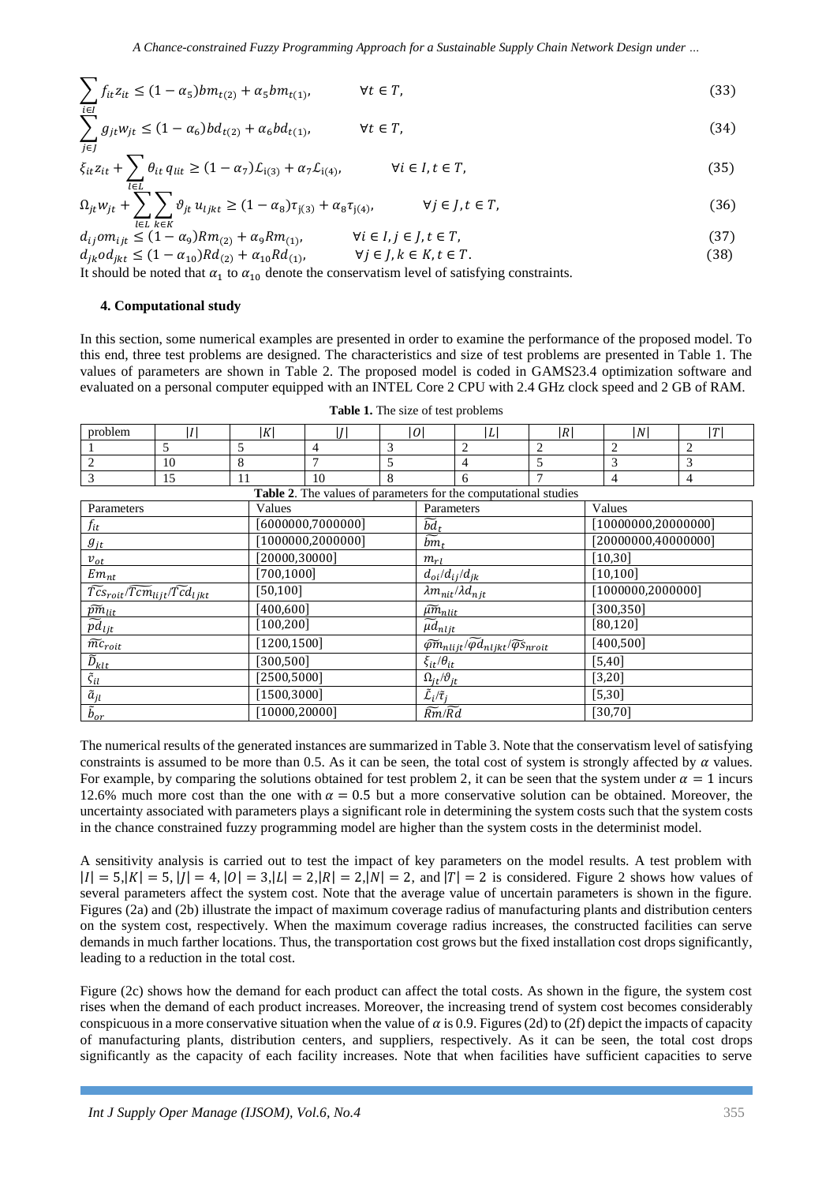$$\sum_{i \in I} f_{it} z_{it} \leq (1-\alpha_5) bm_{t(2)} + \alpha_5 bm_{t(1)}, \qquad \forall t \in T, \tag{33}$$

$$\sum_{j \in J} g_{jt} w_{jt} \leq (1-\alpha_6) bd_{t(2)} + \alpha_6 bd_{t(1)}, \qquad \forall t \in T, \tag{34}$$

$$\xi_{it} z_{it} + \sum_{l \in L} \theta_{it} q_{lit} \geq (1-\alpha_7) \mathcal{L}_{i(3)} + \alpha_7 \mathcal{L}_{i(4)}, \qquad \forall i \in I, t \in T, \tag{35}$$

$$\Omega_{jt} w_{jt} + \sum_{l \in L} \sum_{k \in K} \vartheta_{jt} u_{ljkt} \geq (1-\alpha_8) \tau_{j(3)} + \alpha_8 \tau_{j(4)}, \qquad \forall j \in J, t \in T, \tag{36}$$

$$d_{ij} om_{ijt} \leq (1-\alpha_9) Rm_{(2)} + \alpha_9 Rm_{(1)}, \qquad \forall i \in I, j \in J, t \in T, \tag{37}$$

$$d_{jk} od_{jkt} \leq (1-\alpha_{10}) Rd_{(2)} + \alpha_{10} Rd_{(1)}, \qquad \forall j \in J, k \in K, t \in T. \tag{38}$$

It should be noted that $\alpha_1$ to $\alpha_{10}$ denote the conservatism level of satisfying constraints.

## 4. Computational study

In this section, some numerical examples are presented in order to examine the performance of the proposed model. To this end, three test problems are designed. The characteristics and size of test problems are presented in Table 1. The values of parameters are shown in Table 2. The proposed model is coded in GAMS23.4 optimization software and evaluated on a personal computer equipped with an INTEL Core 2 CPU with 2.4 GHz clock speed and 2 GB of RAM.

**Table 1.** The size of test problems

| problem | $\lvert I\rvert$ | $\lvert K\rvert$ | $\lvert J\rvert$ | $\lvert O\rvert$ | $\lvert L\rvert$ | $\lvert R\rvert$ | $\lvert N\rvert$ | $\lvert T\rvert$ |
|---|---|---|---|---|---|---|---|---|
| 1 | 5 | 5 | 4 | 3 | 2 | 2 | 2 | 2 |
| 2 | 10 | 8 | 7 | 5 | 4 | 5 | 3 | 3 |
| 3 | 15 | 11 | 10 | 8 | 6 | 7 | 4 | 4 |

**Table 2**. The values of parameters for the computational studies

| Parameters | Values | Parameters | Values |
|---|---|---|---|
| $f_{it}$ | [6000000,7000000] | $\widetilde{bd}_t$ | [10000000,20000000] |
| $g_{jt}$ | [1000000,2000000] | $\widetilde{bm}_t$ | [20000000,40000000] |
| $v_{ot}$ | [20000,30000] | $m_{rl}$ | [10,30] |
| $Em_{nt}$ | [700,1000] | $d_{oi}/d_{ij}/d_{jk}$ | [10,100] |
| $\widetilde{Tcs}_{roit}/\widetilde{Tcm}_{lijt}/\widetilde{Tcd}_{ljkt}$ | [50,100] | $\lambda m_{nit}/\lambda d_{njt}$ | [1000000,2000000] |
| $\widetilde{pm}_{lit}$ | [400,600] | $\widetilde{\mu m}_{nlit}$ | [300,350] |
| $\widetilde{pd}_{ljt}$ | [100,200] | $\widetilde{\mu d}_{nljt}$ | [80,120] |
| $\widetilde{mc}_{roit}$ | [1200,1500] | $\widetilde{\varphi m}_{nlijt}/\widetilde{\varphi d}_{nljkt}/\widetilde{\varphi s}_{nroit}$ | [400,500] |
| $\widetilde{D}_{klt}$ | [300,500] | $\xi_{it}/\theta_{it}$ | [5,40] |
| $\tilde{\varsigma}_{il}$ | [2500,5000] | $\Omega_{jt}/\vartheta_{jt}$ | [3,20] |
| $\tilde{a}_{jl}$ | [1500,3000] | $\tilde{\mathcal{L}}_i/\tilde{\tau}_j$ | [5,30] |
| $\tilde{b}_{or}$ | [10000,20000] | $\widetilde{Rm}/\widetilde{Rd}$ | [30,70] |

The numerical results of the generated instances are summarized in Table 3. Note that the conservatism level of satisfying constraints is assumed to be more than 0.5. As it can be seen, the total cost of system is strongly affected by $\alpha$ values. For example, by comparing the solutions obtained for test problem 2, it can be seen that the system under $\alpha = 1$ incurs 12.6% much more cost than the one with $\alpha = 0.5$ but a more conservative solution can be obtained. Moreover, the uncertainty associated with parameters plays a significant role in determining the system costs such that the system costs in the chance constrained fuzzy programming model are higher than the system costs in the determinist model.

A sensitivity analysis is carried out to test the impact of key parameters on the model results. A test problem with $|I| = 5, |K| = 5, |J| = 4, |O| = 3, |L| = 2, |R| = 2, |N| = 2$, and $|T| = 2$ is considered. Figure 2 shows how values of several parameters affect the system cost. Note that the average value of uncertain parameters is shown in the figure. Figures (2a) and (2b) illustrate the impact of maximum coverage radius of manufacturing plants and distribution centers on the system cost, respectively. When the maximum coverage radius increases, the constructed facilities can serve demands in much farther locations. Thus, the transportation cost grows but the fixed installation cost drops significantly, leading to a reduction in the total cost.

Figure (2c) shows how the demand for each product can affect the total costs. As shown in the figure, the system cost rises when the demand of each product increases. Moreover, the increasing trend of system cost becomes considerably conspicuous in a more conservative situation when the value of $\alpha$ is 0.9. Figures (2d) to (2f) depict the impacts of capacity of manufacturing plants, distribution centers, and suppliers, respectively. As it can be seen, the total cost drops significantly as the capacity of each facility increases. Note that when facilities have sufficient capacities to serve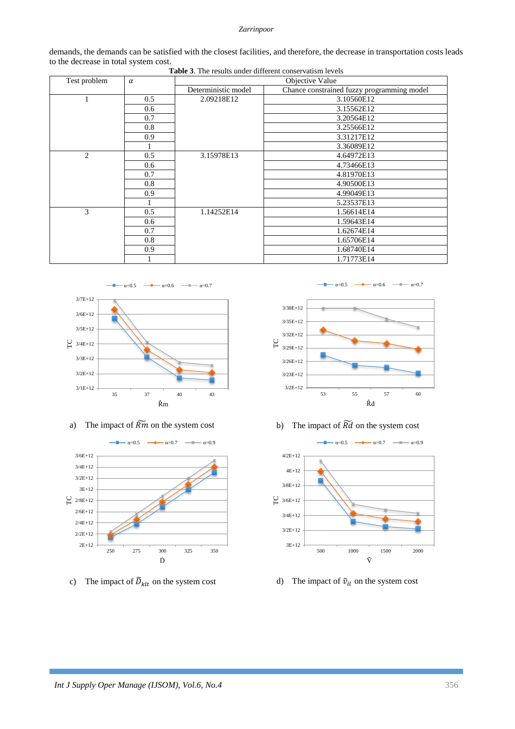demands, the demands can be satisfied with the closest facilities, and therefore, the decrease in transportation costs leads to the decrease in total system cost.

**Table 3**. The results under different conservatism levels

| Test problem | $\alpha$ | Objective Value | |
|---|---|---|---|
| | | Deterministic model | Chance constrained fuzzy programming model |
| 1 | 0.5 | 2.09218E12 | 3.10560E12 |
| | 0.6 | | 3.15562E12 |
| | 0.7 | | 3.20564E12 |
| | 0.8 | | 3.25566E12 |
| | 0.9 | | 3.31217E12 |
| | 1 | | 3.36089E12 |
| 2 | 0.5 | 3.15978E13 | 4.64972E13 |
| | 0.6 | | 4.73466E13 |
| | 0.7 | | 4.81970E13 |
| | 0.8 | | 4.90500E13 |
| | 0.9 | | 4.99049E13 |
| | 1 | | 5.23537E13 |
| 3 | 0.5 | 1.14252E14 | 1.56614E14 |
| | 0.6 | | 1.59643E14 |
| | 0.7 | | 1.62674E14 |
| | 0.8 | | 1.65706E14 |
| | 0.9 | | 1.68740E14 |
| | 1 | | 1.71773E14 |

a) The impact of $\widetilde{Rm}$ on the system cost

b) The impact of $\widetilde{Rd}$ on the system cost

c) The impact of $\widetilde{D}_{klt}$ on the system cost

d) The impact of $\tilde{v}_{il}$ on the system cost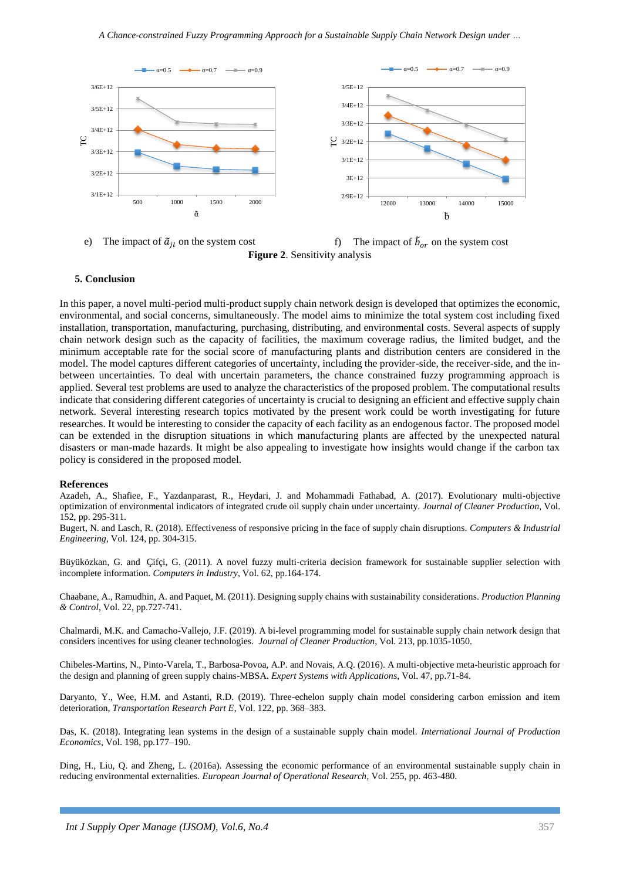e) The impact of $\tilde{a}_{jt}$ on the system cost

f) The impact of $\tilde{b}_{or}$ on the system cost

**Figure 2**. Sensitivity analysis

## 5. Conclusion

In this paper, a novel multi-period multi-product supply chain network design is developed that optimizes the economic, environmental, and social concerns, simultaneously. The model aims to minimize the total system cost including fixed installation, transportation, manufacturing, purchasing, distributing, and environmental costs. Several aspects of supply chain network design such as the capacity of facilities, the maximum coverage radius, the limited budget, and the minimum acceptable rate for the social score of manufacturing plants and distribution centers are considered in the model. The model captures different categories of uncertainty, including the provider-side, the receiver-side, and the in-between uncertainties. To deal with uncertain parameters, the chance constrained fuzzy programming approach is applied. Several test problems are used to analyze the characteristics of the proposed problem. The computational results indicate that considering different categories of uncertainty is crucial to designing an efficient and effective supply chain network. Several interesting research topics motivated by the present work could be worth investigating for future researches. It would be interesting to consider the capacity of each facility as an endogenous factor. The proposed model can be extended in the disruption situations in which manufacturing plants are affected by the unexpected natural disasters or man-made hazards. It might be also appealing to investigate how insights would change if the carbon tax policy is considered in the proposed model.

### References

Azadeh, A., Shafiee, F., Yazdanparast, R., Heydari, J. and Mohammadi Fathabad, A. (2017). Evolutionary multi-objective optimization of environmental indicators of integrated crude oil supply chain under uncertainty. *Journal of Cleaner Production*, Vol. 152, pp. 295-311.

Bugert, N. and Lasch, R. (2018). Effectiveness of responsive pricing in the face of supply chain disruptions. *Computers & Industrial Engineering*, Vol. 124, pp. 304-315.

Büyüközkan, G. and Çifçi, G. (2011). A novel fuzzy multi-criteria decision framework for sustainable supplier selection with incomplete information. *Computers in Industry*, Vol. 62, pp.164-174.

Chaabane, A., Ramudhin, A. and Paquet, M. (2011). Designing supply chains with sustainability considerations. *Production Planning & Control*, Vol. 22, pp.727-741.

Chalmardi, M.K. and Camacho-Vallejo, J.F. (2019). A bi-level programming model for sustainable supply chain network design that considers incentives for using cleaner technologies. *Journal of Cleaner Production*, Vol. 213, pp.1035-1050.

Chibeles-Martins, N., Pinto-Varela, T., Barbosa-Povoa, A.P. and Novais, A.Q. (2016). A multi-objective meta-heuristic approach for the design and planning of green supply chains-MBSA. *Expert Systems with Applications*, Vol. 47, pp.71-84.

Daryanto, Y., Wee, H.M. and Astanti, R.D. (2019). Three-echelon supply chain model considering carbon emission and item deterioration, *Transportation Research Part E*, Vol. 122, pp. 368–383.

Das, K. (2018). Integrating lean systems in the design of a sustainable supply chain model. *International Journal of Production Economics*, Vol. 198, pp.177–190.

Ding, H., Liu, Q. and Zheng, L. (2016a). Assessing the economic performance of an environmental sustainable supply chain in reducing environmental externalities. *European Journal of Operational Research*, Vol. 255, pp. 463-480.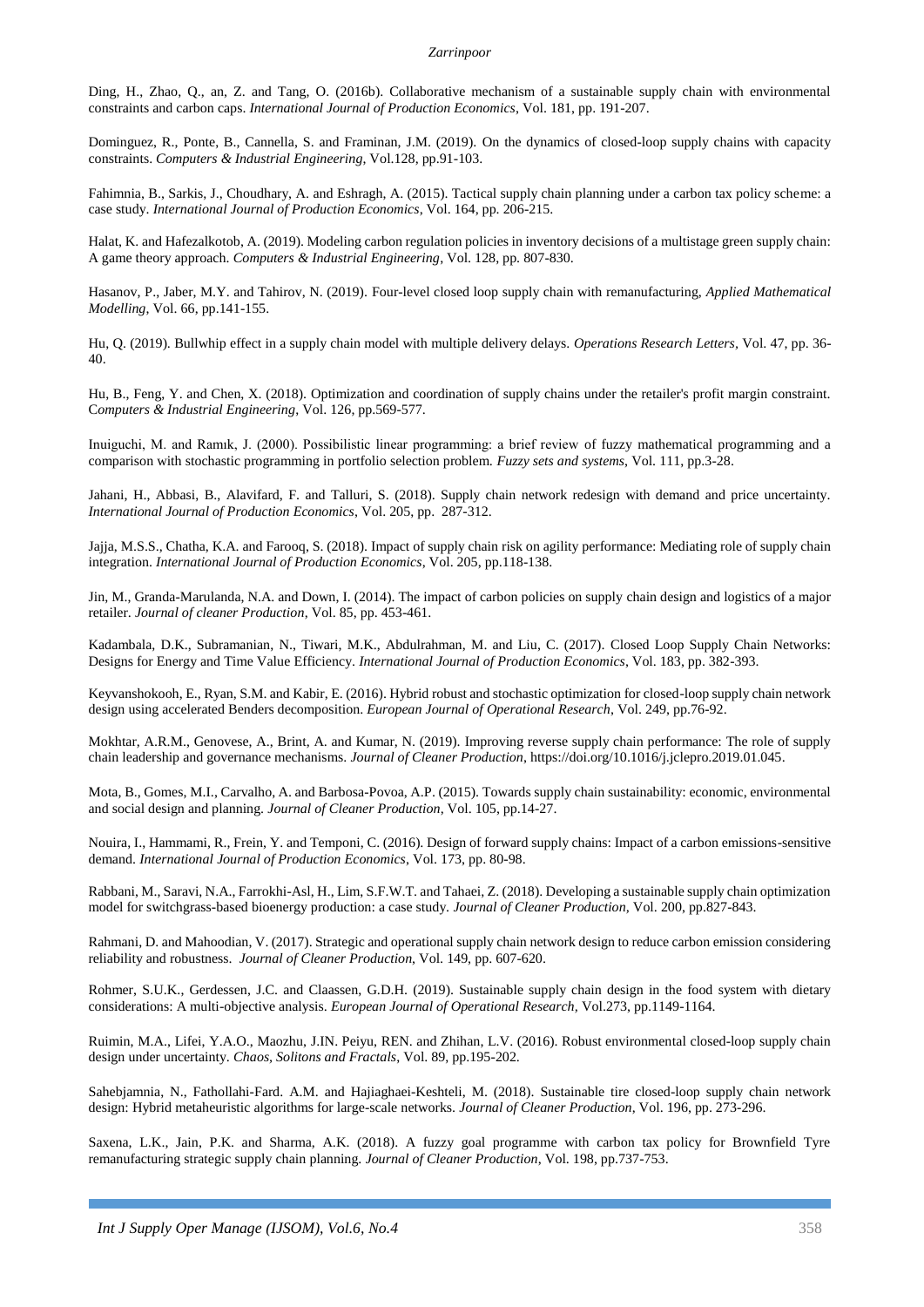Ding, H., Zhao, Q., an, Z. and Tang, O. (2016b). Collaborative mechanism of a sustainable supply chain with environmental constraints and carbon caps. *International Journal of Production Economics*, Vol. 181, pp. 191-207.

Dominguez, R., Ponte, B., Cannella, S. and Framinan, J.M. (2019). On the dynamics of closed-loop supply chains with capacity constraints. *Computers & Industrial Engineering*, Vol.128, pp.91-103.

Fahimnia, B., Sarkis, J., Choudhary, A. and Eshragh, A. (2015). Tactical supply chain planning under a carbon tax policy scheme: a case study. *International Journal of Production Economics*, Vol. 164, pp. 206-215.

Halat, K. and Hafezalkotob, A. (2019). Modeling carbon regulation policies in inventory decisions of a multistage green supply chain: A game theory approach. *Computers & Industrial Engineering*, Vol. 128, pp. 807-830.

Hasanov, P., Jaber, M.Y. and Tahirov, N. (2019). Four-level closed loop supply chain with remanufacturing, *Applied Mathematical Modelling*, Vol. 66, pp.141-155.

Hu, Q. (2019). Bullwhip effect in a supply chain model with multiple delivery delays. *Operations Research Letters*, Vol. 47, pp. 36-40.

Hu, B., Feng, Y. and Chen, X. (2018). Optimization and coordination of supply chains under the retailer's profit margin constraint. *Computers & Industrial Engineering*, Vol. 126, pp.569-577.

Inuiguchi, M. and Ramık, J. (2000). Possibilistic linear programming: a brief review of fuzzy mathematical programming and a comparison with stochastic programming in portfolio selection problem. *Fuzzy sets and systems*, Vol. 111, pp.3-28.

Jahani, H., Abbasi, B., Alavifard, F. and Talluri, S. (2018). Supply chain network redesign with demand and price uncertainty. *International Journal of Production Economics*, Vol. 205, pp. 287-312.

Jajja, M.S.S., Chatha, K.A. and Farooq, S. (2018). Impact of supply chain risk on agility performance: Mediating role of supply chain integration. *International Journal of Production Economics*, Vol. 205, pp.118-138.

Jin, M., Granda-Marulanda, N.A. and Down, I. (2014). The impact of carbon policies on supply chain design and logistics of a major retailer. *Journal of cleaner Production*, Vol. 85, pp. 453-461.

Kadambala, D.K., Subramanian, N., Tiwari, M.K., Abdulrahman, M. and Liu, C. (2017). Closed Loop Supply Chain Networks: Designs for Energy and Time Value Efficiency. *International Journal of Production Economics*, Vol. 183, pp. 382-393.

Keyvanshokooh, E., Ryan, S.M. and Kabir, E. (2016). Hybrid robust and stochastic optimization for closed-loop supply chain network design using accelerated Benders decomposition. *European Journal of Operational Research*, Vol. 249, pp.76-92.

Mokhtar, A.R.M., Genovese, A., Brint, A. and Kumar, N. (2019). Improving reverse supply chain performance: The role of supply chain leadership and governance mechanisms. *Journal of Cleaner Production*, https://doi.org/10.1016/j.jclepro.2019.01.045.

Mota, B., Gomes, M.I., Carvalho, A. and Barbosa-Povoa, A.P. (2015). Towards supply chain sustainability: economic, environmental and social design and planning. *Journal of Cleaner Production*, Vol. 105, pp.14-27.

Nouira, I., Hammami, R., Frein, Y. and Temponi, C. (2016). Design of forward supply chains: Impact of a carbon emissions-sensitive demand. *International Journal of Production Economics*, Vol. 173, pp. 80-98.

Rabbani, M., Saravi, N.A., Farrokhi-Asl, H., Lim, S.F.W.T. and Tahaei, Z. (2018). Developing a sustainable supply chain optimization model for switchgrass-based bioenergy production: a case study. *Journal of Cleaner Production*, Vol. 200, pp.827-843.

Rahmani, D. and Mahoodian, V. (2017). Strategic and operational supply chain network design to reduce carbon emission considering reliability and robustness. *Journal of Cleaner Production*, Vol. 149, pp. 607-620.

Rohmer, S.U.K., Gerdessen, J.C. and Claassen, G.D.H. (2019). Sustainable supply chain design in the food system with dietary considerations: A multi-objective analysis. *European Journal of Operational Research*, Vol.273, pp.1149-1164.

Ruimin, M.A., Lifei, Y.A.O., Maozhu, J.I.N. Peiyu, REN. and Zhihan, L.V. (2016). Robust environmental closed-loop supply chain design under uncertainty. *Chaos, Solitons and Fractals*, Vol. 89, pp.195-202.

Sahebjamnia, N., Fathollahi-Fard. A.M. and Hajiaghaei-Keshteli, M. (2018). Sustainable tire closed-loop supply chain network design: Hybrid metaheuristic algorithms for large-scale networks. *Journal of Cleaner Production*, Vol. 196, pp. 273-296.

Saxena, L.K., Jain, P.K. and Sharma, A.K. (2018). A fuzzy goal programme with carbon tax policy for Brownfield Tyre remanufacturing strategic supply chain planning. *Journal of Cleaner Production*, Vol. 198, pp.737-753.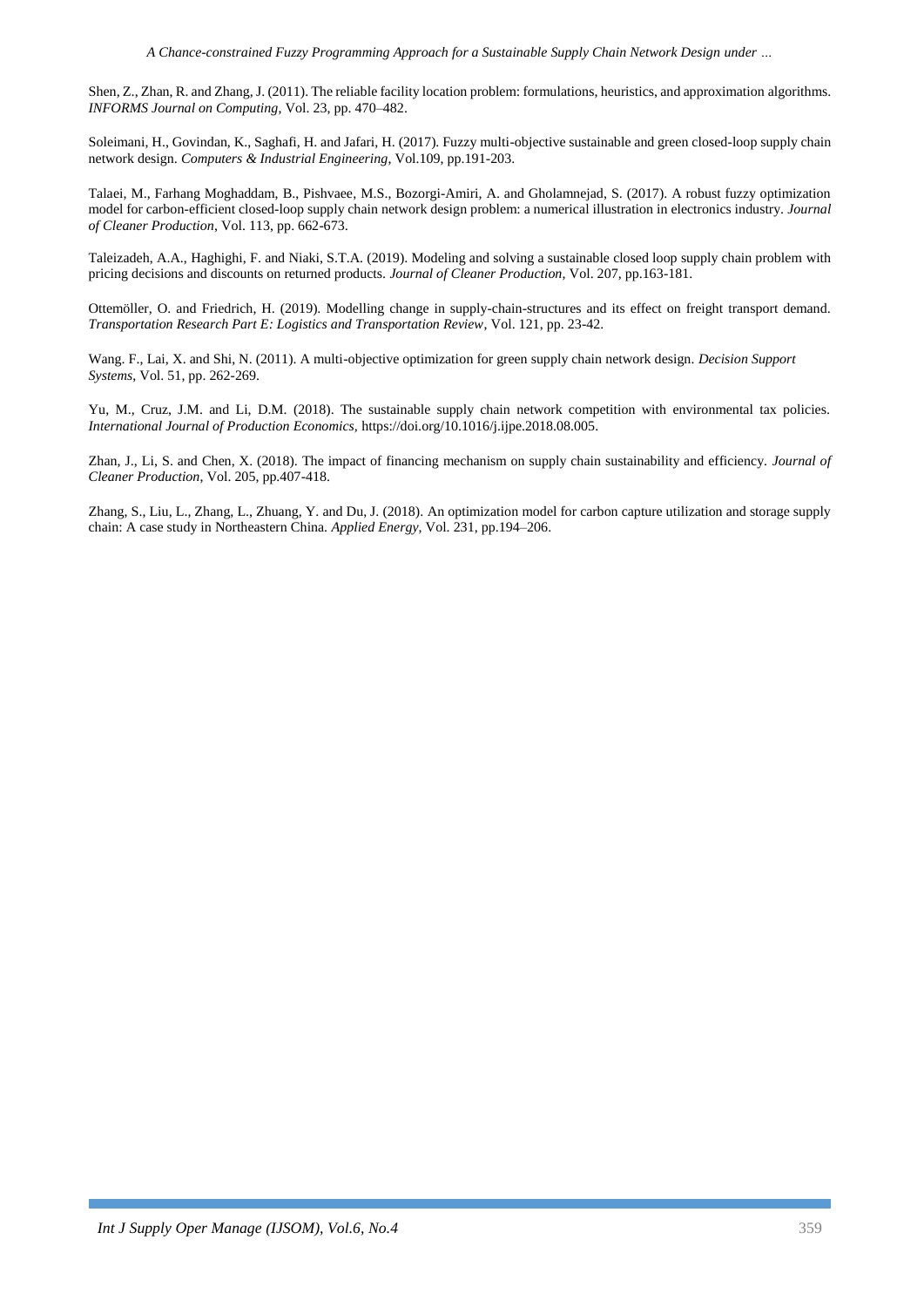Shen, Z., Zhan, R. and Zhang, J. (2011). The reliable facility location problem: formulations, heuristics, and approximation algorithms. *INFORMS Journal on Computing*, Vol. 23, pp. 470–482.

Soleimani, H., Govindan, K., Saghafi, H. and Jafari, H. (2017). Fuzzy multi-objective sustainable and green closed-loop supply chain network design. *Computers & Industrial Engineering*, Vol.109, pp.191-203.

Talaei, M., Farhang Moghaddam, B., Pishvaee, M.S., Bozorgi-Amiri, A. and Gholamnejad, S. (2017). A robust fuzzy optimization model for carbon-efficient closed-loop supply chain network design problem: a numerical illustration in electronics industry. *Journal of Cleaner Production*, Vol. 113, pp. 662-673.

Taleizadeh, A.A., Haghighi, F. and Niaki, S.T.A. (2019). Modeling and solving a sustainable closed loop supply chain problem with pricing decisions and discounts on returned products. *Journal of Cleaner Production*, Vol. 207, pp.163-181.

Ottemöller, O. and Friedrich, H. (2019). Modelling change in supply-chain-structures and its effect on freight transport demand. *Transportation Research Part E: Logistics and Transportation Review*, Vol. 121, pp. 23-42.

Wang. F., Lai, X. and Shi, N. (2011). A multi-objective optimization for green supply chain network design. *Decision Support Systems*, Vol. 51, pp. 262-269.

Yu, M., Cruz, J.M. and Li, D.M. (2018). The sustainable supply chain network competition with environmental tax policies. *International Journal of Production Economics*, https://doi.org/10.1016/j.ijpe.2018.08.005.

Zhan, J., Li, S. and Chen, X. (2018). The impact of financing mechanism on supply chain sustainability and efficiency. *Journal of Cleaner Production*, Vol. 205, pp.407-418.

Zhang, S., Liu, L., Zhang, L., Zhuang, Y. and Du, J. (2018). An optimization model for carbon capture utilization and storage supply chain: A case study in Northeastern China. *Applied Energy*, Vol. 231, pp.194–206.